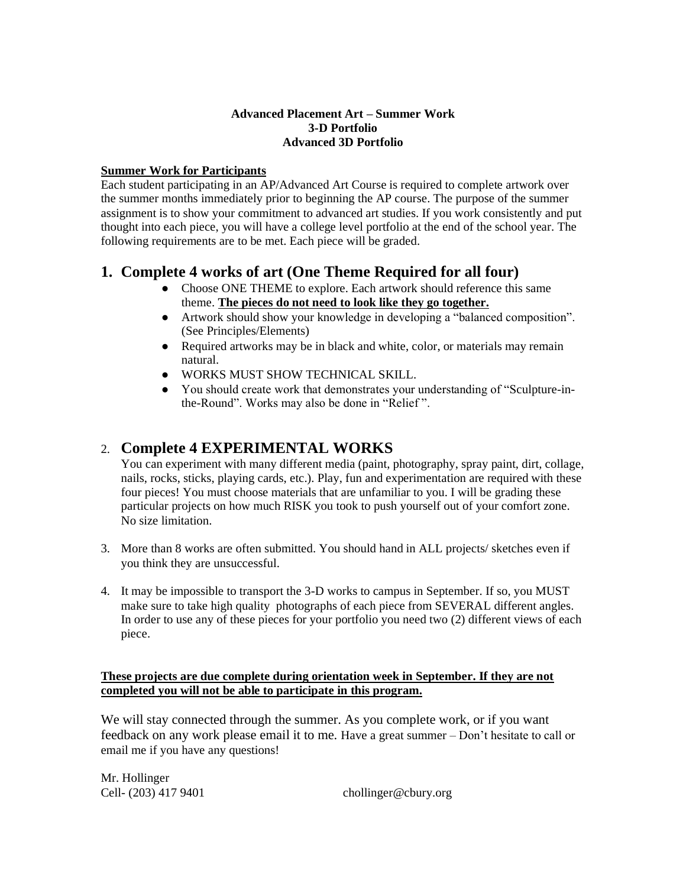**Advanced Placement Art – Summer Work**
**3-D Portfolio**
**Advanced 3D Portfolio**

**Summer Work for Participants**

Each student participating in an AP/Advanced Art Course is required to complete artwork over the summer months immediately prior to beginning the AP course. The purpose of the summer assignment is to show your commitment to advanced art studies. If you work consistently and put thought into each piece, you will have a college level portfolio at the end of the school year. The following requirements are to be met. Each piece will be graded.

## 1. Complete 4 works of art (One Theme Required for all four)

- Choose ONE THEME to explore. Each artwork should reference this same theme. **The pieces do not need to look like they go together.**
- Artwork should show your knowledge in developing a "balanced composition". (See Principles/Elements)
- Required artworks may be in black and white, color, or materials may remain natural.
- WORKS MUST SHOW TECHNICAL SKILL.
- You should create work that demonstrates your understanding of "Sculpture-in-the-Round". Works may also be done in "Relief ".

## 2. Complete 4 EXPERIMENTAL WORKS

You can experiment with many different media (paint, photography, spray paint, dirt, collage, nails, rocks, sticks, playing cards, etc.). Play, fun and experimentation are required with these four pieces! You must choose materials that are unfamiliar to you. I will be grading these particular projects on how much RISK you took to push yourself out of your comfort zone. No size limitation.

3. More than 8 works are often submitted. You should hand in ALL projects/ sketches even if you think they are unsuccessful.

4. It may be impossible to transport the 3-D works to campus in September. If so, you MUST make sure to take high quality photographs of each piece from SEVERAL different angles. In order to use any of these pieces for your portfolio you need two (2) different views of each piece.

**These projects are due complete during orientation week in September. If they are not completed you will not be able to participate in this program.**

We will stay connected through the summer. As you complete work, or if you want feedback on any work please email it to me. Have a great summer – Don't hesitate to call or email me if you have any questions!

Mr. Hollinger
Cell- (203) 417 9401 chollinger@cbury.org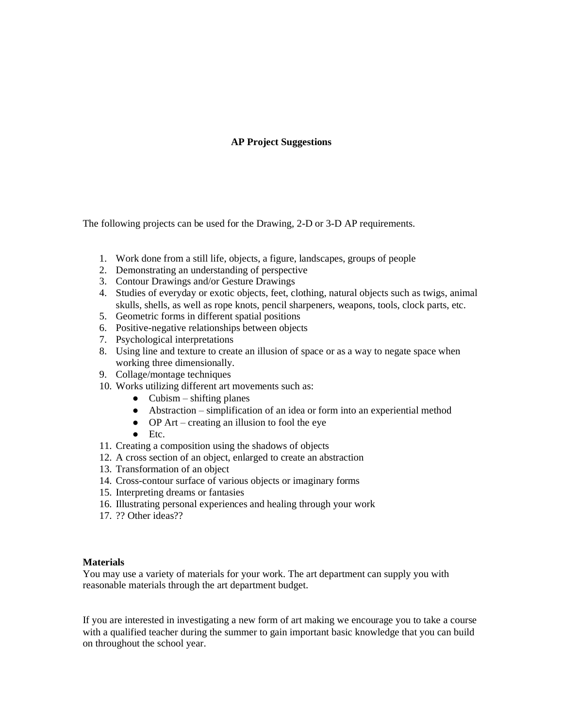**AP Project Suggestions**

The following projects can be used for the Drawing, 2-D or 3-D AP requirements.

1. Work done from a still life, objects, a figure, landscapes, groups of people
2. Demonstrating an understanding of perspective
3. Contour Drawings and/or Gesture Drawings
4. Studies of everyday or exotic objects, feet, clothing, natural objects such as twigs, animal skulls, shells, as well as rope knots, pencil sharpeners, weapons, tools, clock parts, etc.
5. Geometric forms in different spatial positions
6. Positive-negative relationships between objects
7. Psychological interpretations
8. Using line and texture to create an illusion of space or as a way to negate space when working three dimensionally.
9. Collage/montage techniques
10. Works utilizing different art movements such as:
    - Cubism – shifting planes
    - Abstraction – simplification of an idea or form into an experiential method
    - OP Art – creating an illusion to fool the eye
    - Etc.
11. Creating a composition using the shadows of objects
12. A cross section of an object, enlarged to create an abstraction
13. Transformation of an object
14. Cross-contour surface of various objects or imaginary forms
15. Interpreting dreams or fantasies
16. Illustrating personal experiences and healing through your work
17. ?? Other ideas??

**Materials**

You may use a variety of materials for your work. The art department can supply you with reasonable materials through the art department budget.

If you are interested in investigating a new form of art making we encourage you to take a course with a qualified teacher during the summer to gain important basic knowledge that you can build on throughout the school year.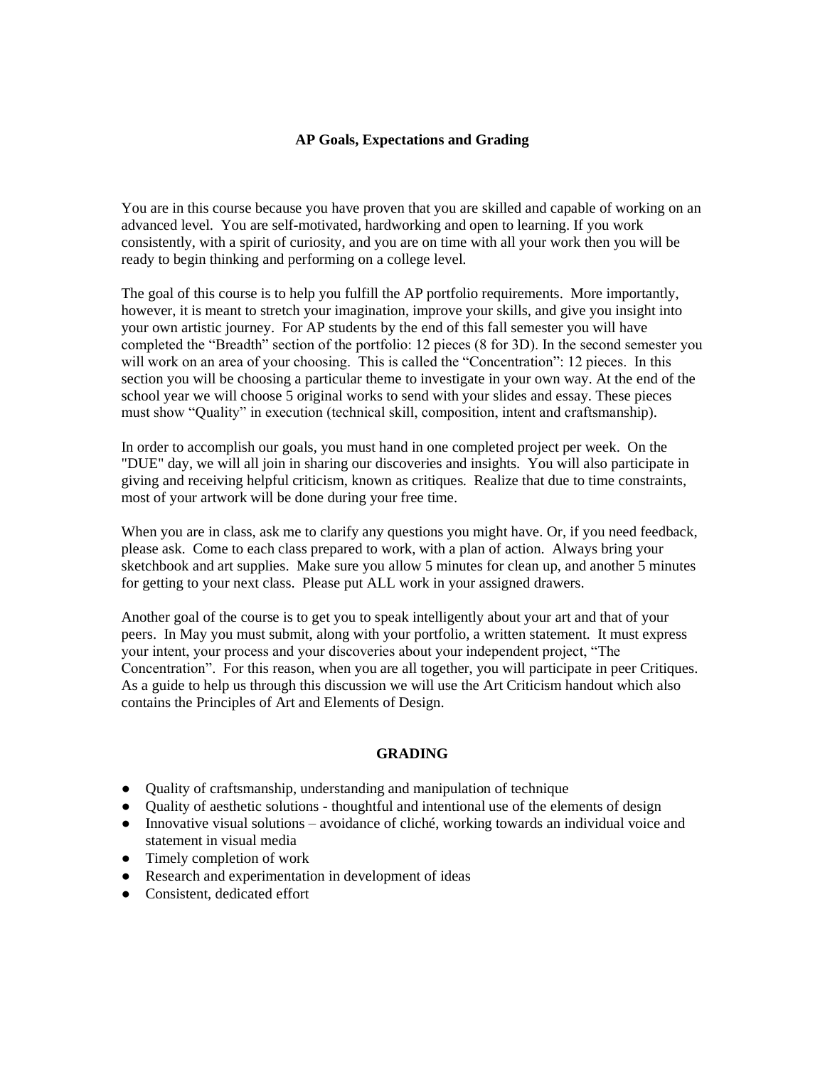## AP Goals, Expectations and Grading

You are in this course because you have proven that you are skilled and capable of working on an advanced level. You are self-motivated, hardworking and open to learning. If you work consistently, with a spirit of curiosity, and you are on time with all your work then you will be ready to begin thinking and performing on a college level.

The goal of this course is to help you fulfill the AP portfolio requirements. More importantly, however, it is meant to stretch your imagination, improve your skills, and give you insight into your own artistic journey. For AP students by the end of this fall semester you will have completed the "Breadth" section of the portfolio: 12 pieces (8 for 3D). In the second semester you will work on an area of your choosing. This is called the "Concentration": 12 pieces. In this section you will be choosing a particular theme to investigate in your own way. At the end of the school year we will choose 5 original works to send with your slides and essay. These pieces must show "Quality" in execution (technical skill, composition, intent and craftsmanship).

In order to accomplish our goals, you must hand in one completed project per week. On the "DUE" day, we will all join in sharing our discoveries and insights. You will also participate in giving and receiving helpful criticism, known as critiques. Realize that due to time constraints, most of your artwork will be done during your free time.

When you are in class, ask me to clarify any questions you might have. Or, if you need feedback, please ask. Come to each class prepared to work, with a plan of action. Always bring your sketchbook and art supplies. Make sure you allow 5 minutes for clean up, and another 5 minutes for getting to your next class. Please put ALL work in your assigned drawers.

Another goal of the course is to get you to speak intelligently about your art and that of your peers. In May you must submit, along with your portfolio, a written statement. It must express your intent, your process and your discoveries about your independent project, "The Concentration". For this reason, when you are all together, you will participate in peer Critiques. As a guide to help us through this discussion we will use the Art Criticism handout which also contains the Principles of Art and Elements of Design.

### GRADING

- Quality of craftsmanship, understanding and manipulation of technique
- Quality of aesthetic solutions - thoughtful and intentional use of the elements of design
- Innovative visual solutions – avoidance of cliché, working towards an individual voice and statement in visual media
- Timely completion of work
- Research and experimentation in development of ideas
- Consistent, dedicated effort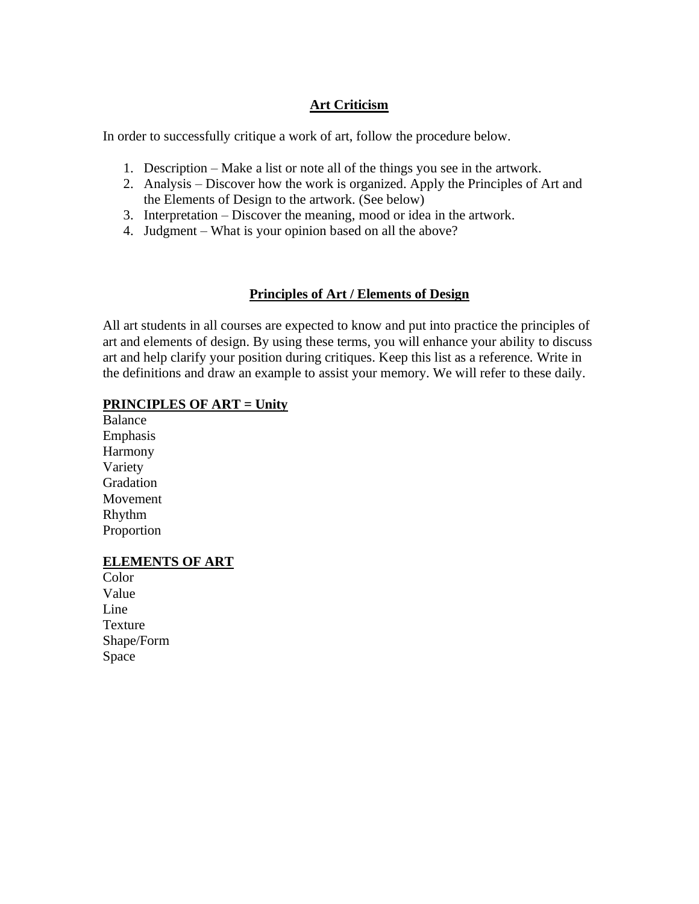## Art Criticism

In order to successfully critique a work of art, follow the procedure below.

1. Description – Make a list or note all of the things you see in the artwork.
2. Analysis – Discover how the work is organized. Apply the Principles of Art and the Elements of Design to the artwork. (See below)
3. Interpretation – Discover the meaning, mood or idea in the artwork.
4. Judgment – What is your opinion based on all the above?

## Principles of Art / Elements of Design

All art students in all courses are expected to know and put into practice the principles of art and elements of design. By using these terms, you will enhance your ability to discuss art and help clarify your position during critiques. Keep this list as a reference. Write in the definitions and draw an example to assist your memory. We will refer to these daily.

**PRINCIPLES OF ART = Unity**

Balance
Emphasis
Harmony
Variety
Gradation
Movement
Rhythm
Proportion

**ELEMENTS OF ART**

Color
Value
Line
Texture
Shape/Form
Space